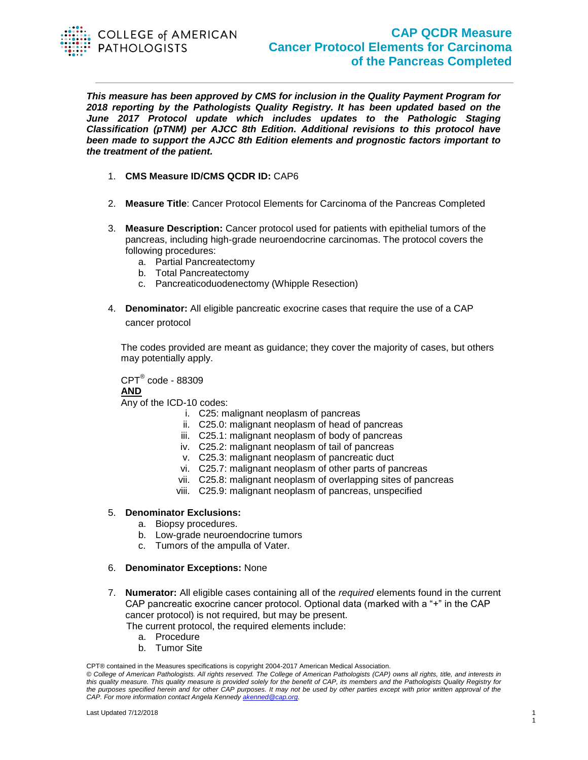# CAP QCDR Measure Cancer Protocol Elements for Carcinoma of the Pancreas Completed

***This measure has been approved by CMS for inclusion in the Quality Payment Program for 2018 reporting by the Pathologists Quality Registry. It has been updated based on the June 2017 Protocol update which includes updates to the Pathologic Staging Classification (pTNM) per AJCC 8th Edition. Additional revisions to this protocol have been made to support the AJCC 8th Edition elements and prognostic factors important to the treatment of the patient.***

1. **CMS Measure ID/CMS QCDR ID:** CAP6

2. **Measure Title**: Cancer Protocol Elements for Carcinoma of the Pancreas Completed

3. **Measure Description:** Cancer protocol used for patients with epithelial tumors of the pancreas, including high-grade neuroendocrine carcinomas. The protocol covers the following procedures:
   a. Partial Pancreatectomy
   b. Total Pancreatectomy
   c. Pancreaticoduodenectomy (Whipple Resection)

4. **Denominator:** All eligible pancreatic exocrine cases that require the use of a CAP cancer protocol

   The codes provided are meant as guidance; they cover the majority of cases, but others may potentially apply.

   CPT® code - 88309
   **AND**
   Any of the ICD-10 codes:
   i. C25: malignant neoplasm of pancreas
   ii. C25.0: malignant neoplasm of head of pancreas
   iii. C25.1: malignant neoplasm of body of pancreas
   iv. C25.2: malignant neoplasm of tail of pancreas
   v. C25.3: malignant neoplasm of pancreatic duct
   vi. C25.7: malignant neoplasm of other parts of pancreas
   vii. C25.8: malignant neoplasm of overlapping sites of pancreas
   viii. C25.9: malignant neoplasm of pancreas, unspecified

5. **Denominator Exclusions:**
   a. Biopsy procedures.
   b. Low-grade neuroendocrine tumors
   c. Tumors of the ampulla of Vater.

6. **Denominator Exceptions:** None

7. **Numerator:** All eligible cases containing all of the *required* elements found in the current CAP pancreatic exocrine cancer protocol. Optional data (marked with a "+" in the CAP cancer protocol) is not required, but may be present.
   The current protocol, the required elements include:
   a. Procedure
   b. Tumor Site

CPT® contained in the Measures specifications is copyright 2004-2017 American Medical Association.

*© College of American Pathologists. All rights reserved. The College of American Pathologists (CAP) owns all rights, title, and interests in this quality measure. This quality measure is provided solely for the benefit of CAP, its members and the Pathologists Quality Registry for the purposes specified herein and for other CAP purposes. It may not be used by other parties except with prior written approval of the CAP. For more information contact Angela Kennedy akenned@cap.org.*

Last Updated 7/12/2018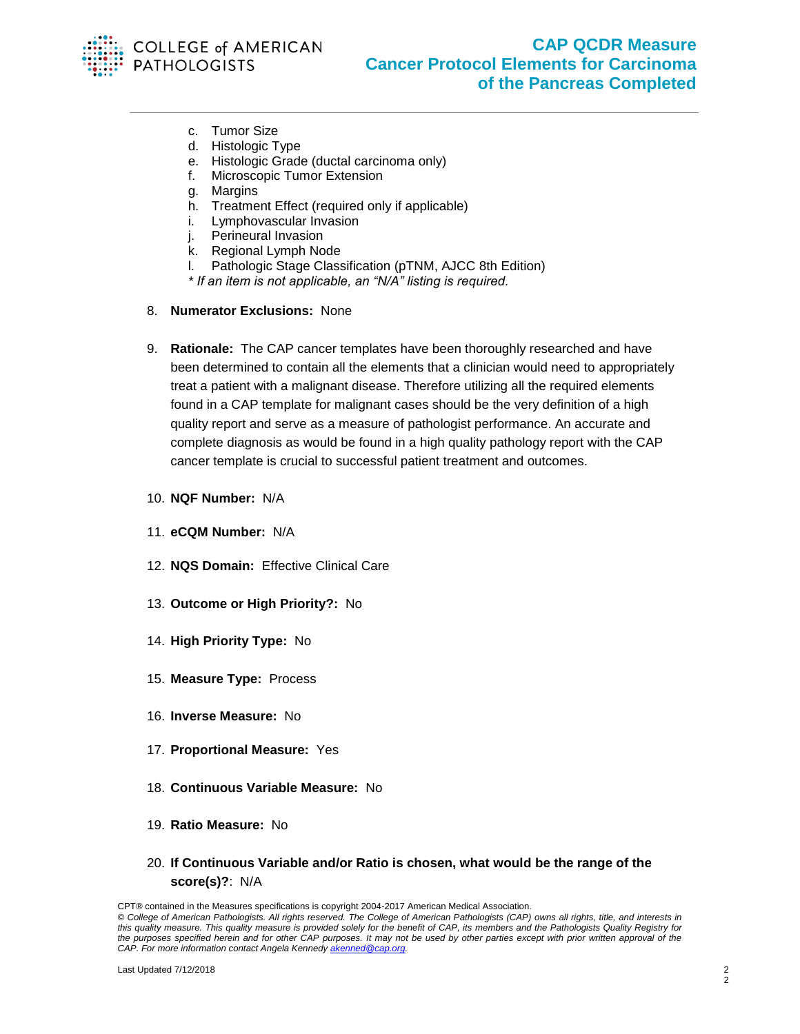c. Tumor Size
d. Histologic Type
e. Histologic Grade (ductal carcinoma only)
f. Microscopic Tumor Extension
g. Margins
h. Treatment Effect (required only if applicable)
i. Lymphovascular Invasion
j. Perineural Invasion
k. Regional Lymph Node
l. Pathologic Stage Classification (pTNM, AJCC 8th Edition)

*\* If an item is not applicable, an "N/A" listing is required.*

8. **Numerator Exclusions:** None

9. **Rationale:** The CAP cancer templates have been thoroughly researched and have been determined to contain all the elements that a clinician would need to appropriately treat a patient with a malignant disease. Therefore utilizing all the required elements found in a CAP template for malignant cases should be the very definition of a high quality report and serve as a measure of pathologist performance. An accurate and complete diagnosis as would be found in a high quality pathology report with the CAP cancer template is crucial to successful patient treatment and outcomes.

10. **NQF Number:** N/A

11. **eCQM Number:** N/A

12. **NQS Domain:** Effective Clinical Care

13. **Outcome or High Priority?:** No

14. **High Priority Type:** No

15. **Measure Type:** Process

16. **Inverse Measure:** No

17. **Proportional Measure:** Yes

18. **Continuous Variable Measure:** No

19. **Ratio Measure:** No

20. **If Continuous Variable and/or Ratio is chosen, what would be the range of the score(s)?**: N/A

CPT® contained in the Measures specifications is copyright 2004-2017 American Medical Association.

*© College of American Pathologists. All rights reserved. The College of American Pathologists (CAP) owns all rights, title, and interests in this quality measure. This quality measure is provided solely for the benefit of CAP, its members and the Pathologists Quality Registry for the purposes specified herein and for other CAP purposes. It may not be used by other parties except with prior written approval of the CAP. For more information contact Angela Kennedy akenned@cap.org.*

Last Updated 7/12/2018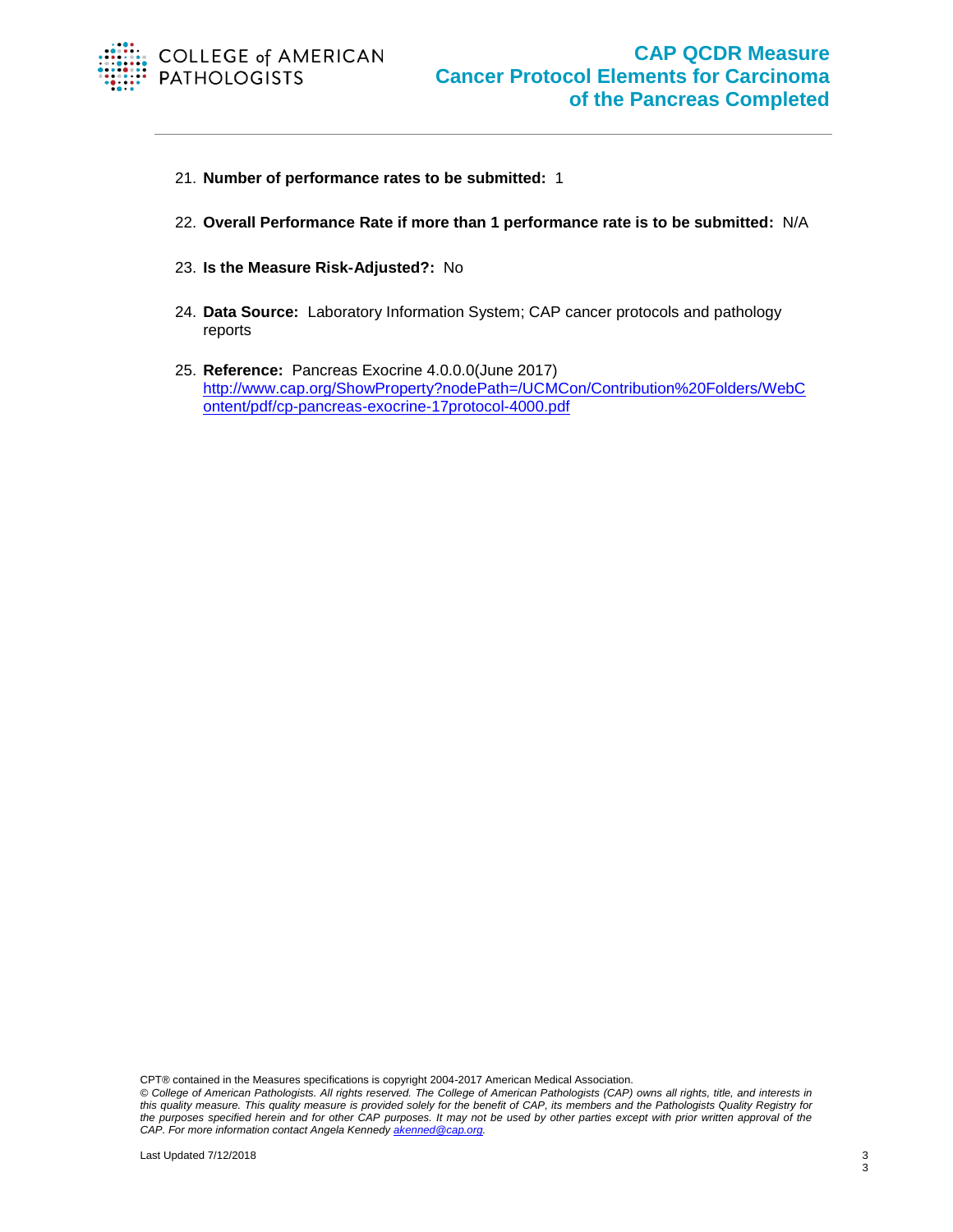21. **Number of performance rates to be submitted:** 1

22. **Overall Performance Rate if more than 1 performance rate is to be submitted:** N/A

23. **Is the Measure Risk-Adjusted?:** No

24. **Data Source:** Laboratory Information System; CAP cancer protocols and pathology reports

25. **Reference:** Pancreas Exocrine 4.0.0.0(June 2017) http://www.cap.org/ShowProperty?nodePath=/UCMCon/Contribution%20Folders/WebContent/pdf/cp-pancreas-exocrine-17protocol-4000.pdf

CPT® contained in the Measures specifications is copyright 2004-2017 American Medical Association.

*© College of American Pathologists. All rights reserved. The College of American Pathologists (CAP) owns all rights, title, and interests in this quality measure. This quality measure is provided solely for the benefit of CAP, its members and the Pathologists Quality Registry for the purposes specified herein and for other CAP purposes. It may not be used by other parties except with prior written approval of the CAP. For more information contact Angela Kennedy akenned@cap.org.*

Last Updated 7/12/2018